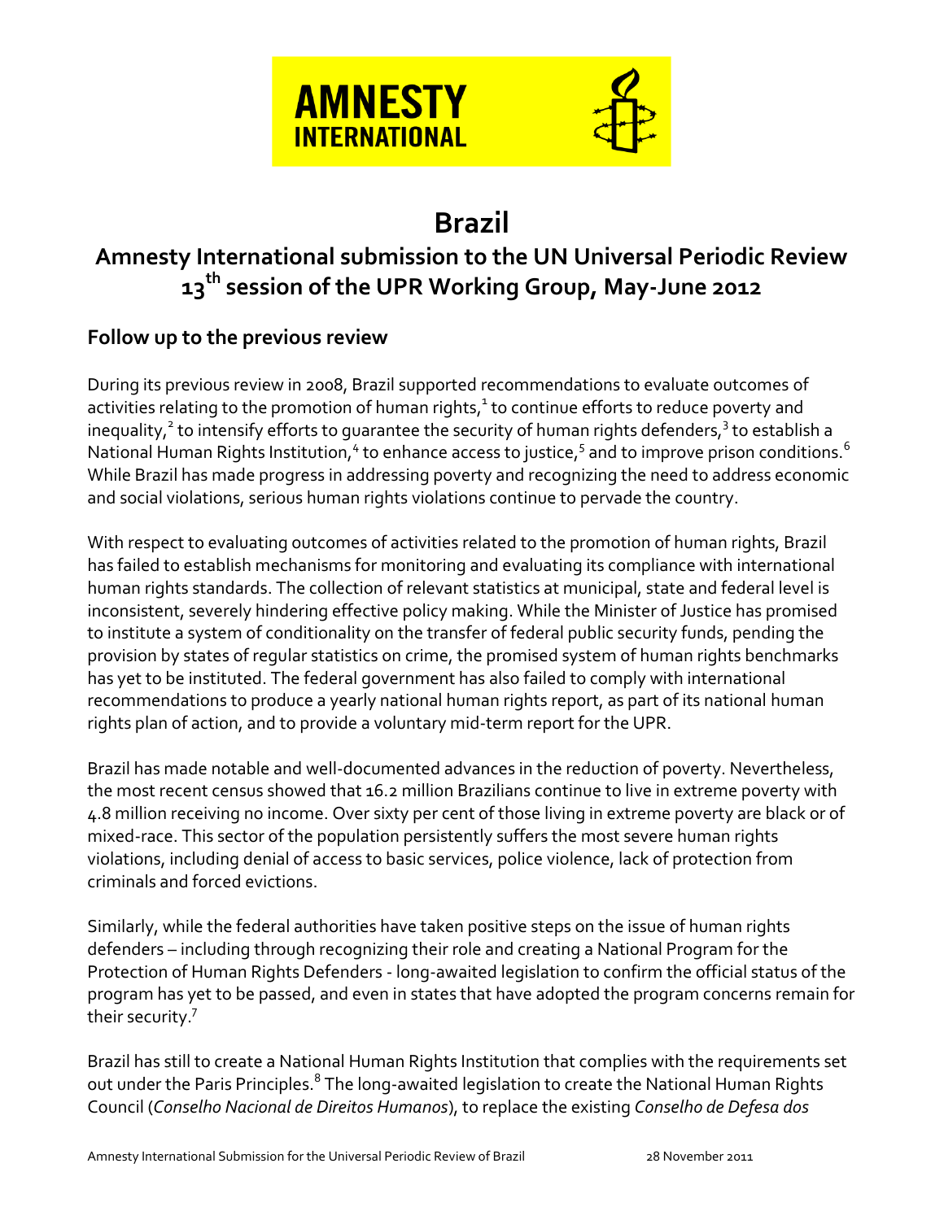# Brazil

## Amnesty International submission to the UN Universal Periodic Review 13th session of the UPR Working Group, May-June 2012

### Follow up to the previous review

During its previous review in 2008, Brazil supported recommendations to evaluate outcomes of activities relating to the promotion of human rights,[1] to continue efforts to reduce poverty and inequality,[2] to intensify efforts to guarantee the security of human rights defenders,[3] to establish a National Human Rights Institution,[4] to enhance access to justice,[5] and to improve prison conditions.[6] While Brazil has made progress in addressing poverty and recognizing the need to address economic and social violations, serious human rights violations continue to pervade the country.

With respect to evaluating outcomes of activities related to the promotion of human rights, Brazil has failed to establish mechanisms for monitoring and evaluating its compliance with international human rights standards. The collection of relevant statistics at municipal, state and federal level is inconsistent, severely hindering effective policy making. While the Minister of Justice has promised to institute a system of conditionality on the transfer of federal public security funds, pending the provision by states of regular statistics on crime, the promised system of human rights benchmarks has yet to be instituted. The federal government has also failed to comply with international recommendations to produce a yearly national human rights report, as part of its national human rights plan of action, and to provide a voluntary mid-term report for the UPR.

Brazil has made notable and well-documented advances in the reduction of poverty. Nevertheless, the most recent census showed that 16.2 million Brazilians continue to live in extreme poverty with 4.8 million receiving no income. Over sixty per cent of those living in extreme poverty are black or of mixed-race. This sector of the population persistently suffers the most severe human rights violations, including denial of access to basic services, police violence, lack of protection from criminals and forced evictions.

Similarly, while the federal authorities have taken positive steps on the issue of human rights defenders – including through recognizing their role and creating a National Program for the Protection of Human Rights Defenders - long-awaited legislation to confirm the official status of the program has yet to be passed, and even in states that have adopted the program concerns remain for their security.[7]

Brazil has still to create a National Human Rights Institution that complies with the requirements set out under the Paris Principles.[8] The long-awaited legislation to create the National Human Rights Council (*Conselho Nacional de Direitos Humanos*), to replace the existing *Conselho de Defesa dos*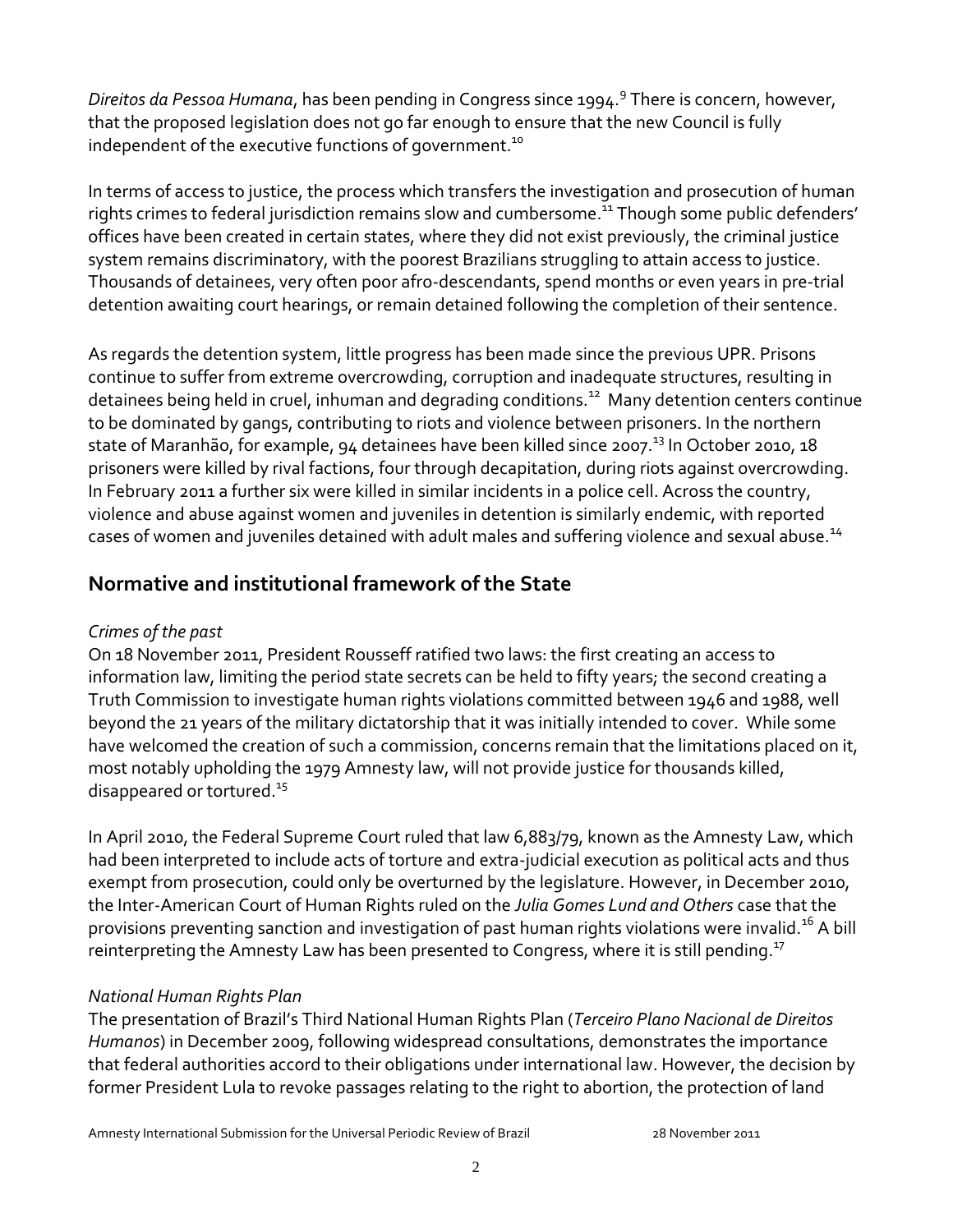*Direitos da Pessoa Humana*, has been pending in Congress since 1994.[9] There is concern, however, that the proposed legislation does not go far enough to ensure that the new Council is fully independent of the executive functions of government.[10]

In terms of access to justice, the process which transfers the investigation and prosecution of human rights crimes to federal jurisdiction remains slow and cumbersome.[11] Though some public defenders' offices have been created in certain states, where they did not exist previously, the criminal justice system remains discriminatory, with the poorest Brazilians struggling to attain access to justice. Thousands of detainees, very often poor afro-descendants, spend months or even years in pre-trial detention awaiting court hearings, or remain detained following the completion of their sentence.

As regards the detention system, little progress has been made since the previous UPR. Prisons continue to suffer from extreme overcrowding, corruption and inadequate structures, resulting in detainees being held in cruel, inhuman and degrading conditions.[12] Many detention centers continue to be dominated by gangs, contributing to riots and violence between prisoners. In the northern state of Maranhão, for example, 94 detainees have been killed since 2007.[13] In October 2010, 18 prisoners were killed by rival factions, four through decapitation, during riots against overcrowding. In February 2011 a further six were killed in similar incidents in a police cell. Across the country, violence and abuse against women and juveniles in detention is similarly endemic, with reported cases of women and juveniles detained with adult males and suffering violence and sexual abuse.[14]

## Normative and institutional framework of the State

*Crimes of the past*

On 18 November 2011, President Rousseff ratified two laws: the first creating an access to information law, limiting the period state secrets can be held to fifty years; the second creating a Truth Commission to investigate human rights violations committed between 1946 and 1988, well beyond the 21 years of the military dictatorship that it was initially intended to cover. While some have welcomed the creation of such a commission, concerns remain that the limitations placed on it, most notably upholding the 1979 Amnesty law, will not provide justice for thousands killed, disappeared or tortured.[15]

In April 2010, the Federal Supreme Court ruled that law 6,883/79, known as the Amnesty Law, which had been interpreted to include acts of torture and extra-judicial execution as political acts and thus exempt from prosecution, could only be overturned by the legislature. However, in December 2010, the Inter-American Court of Human Rights ruled on the *Julia Gomes Lund and Others* case that the provisions preventing sanction and investigation of past human rights violations were invalid.[16] A bill reinterpreting the Amnesty Law has been presented to Congress, where it is still pending.[17]

*National Human Rights Plan*

The presentation of Brazil's Third National Human Rights Plan (*Terceiro Plano Nacional de Direitos Humanos*) in December 2009, following widespread consultations, demonstrates the importance that federal authorities accord to their obligations under international law. However, the decision by former President Lula to revoke passages relating to the right to abortion, the protection of land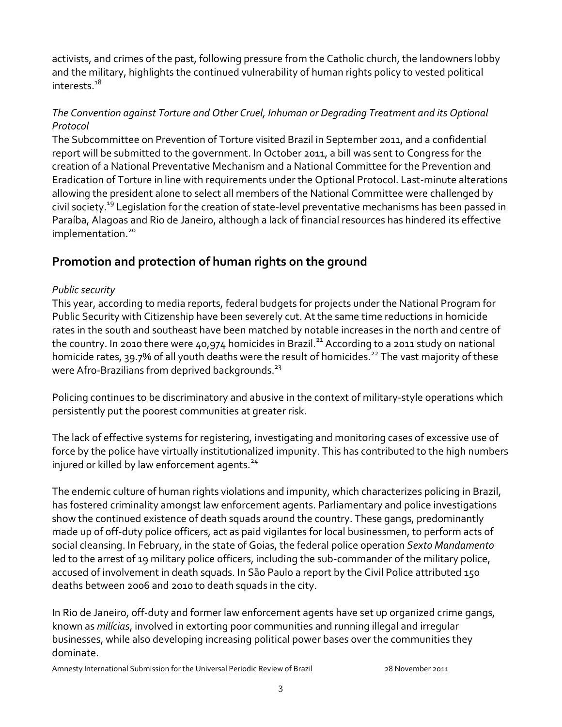activists, and crimes of the past, following pressure from the Catholic church, the landowners lobby and the military, highlights the continued vulnerability of human rights policy to vested political interests.[18]

*The Convention against Torture and Other Cruel, Inhuman or Degrading Treatment and its Optional Protocol*

The Subcommittee on Prevention of Torture visited Brazil in September 2011, and a confidential report will be submitted to the government. In October 2011, a bill was sent to Congress for the creation of a National Preventative Mechanism and a National Committee for the Prevention and Eradication of Torture in line with requirements under the Optional Protocol. Last-minute alterations allowing the president alone to select all members of the National Committee were challenged by civil society.[19] Legislation for the creation of state-level preventative mechanisms has been passed in Paraíba, Alagoas and Rio de Janeiro, although a lack of financial resources has hindered its effective implementation.[20]

## Promotion and protection of human rights on the ground

*Public security*

This year, according to media reports, federal budgets for projects under the National Program for Public Security with Citizenship have been severely cut. At the same time reductions in homicide rates in the south and southeast have been matched by notable increases in the north and centre of the country. In 2010 there were 40,974 homicides in Brazil.[21] According to a 2011 study on national homicide rates, 39.7% of all youth deaths were the result of homicides.[22] The vast majority of these were Afro-Brazilians from deprived backgrounds.[23]

Policing continues to be discriminatory and abusive in the context of military-style operations which persistently put the poorest communities at greater risk.

The lack of effective systems for registering, investigating and monitoring cases of excessive use of force by the police have virtually institutionalized impunity. This has contributed to the high numbers injured or killed by law enforcement agents.[24]

The endemic culture of human rights violations and impunity, which characterizes policing in Brazil, has fostered criminality amongst law enforcement agents. Parliamentary and police investigations show the continued existence of death squads around the country. These gangs, predominantly made up of off-duty police officers, act as paid vigilantes for local businessmen, to perform acts of social cleansing. In February, in the state of Goias, the federal police operation *Sexto Mandamento* led to the arrest of 19 military police officers, including the sub-commander of the military police, accused of involvement in death squads. In São Paulo a report by the Civil Police attributed 150 deaths between 2006 and 2010 to death squads in the city.

In Rio de Janeiro, off-duty and former law enforcement agents have set up organized crime gangs, known as *milícias*, involved in extorting poor communities and running illegal and irregular businesses, while also developing increasing political power bases over the communities they dominate.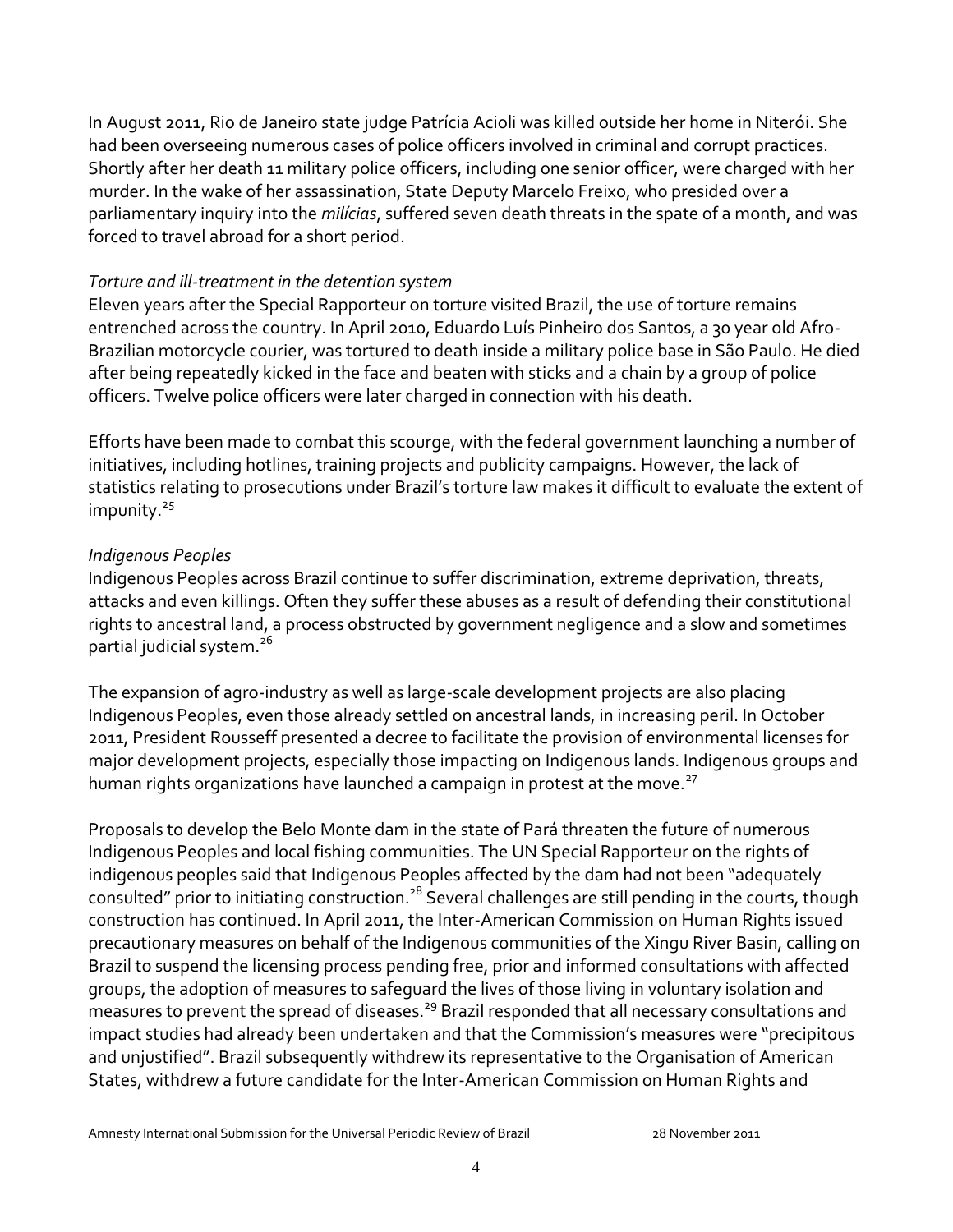In August 2011, Rio de Janeiro state judge Patrícia Acioli was killed outside her home in Niterói. She had been overseeing numerous cases of police officers involved in criminal and corrupt practices. Shortly after her death 11 military police officers, including one senior officer, were charged with her murder. In the wake of her assassination, State Deputy Marcelo Freixo, who presided over a parliamentary inquiry into the *milícias*, suffered seven death threats in the spate of a month, and was forced to travel abroad for a short period.

*Torture and ill-treatment in the detention system*

Eleven years after the Special Rapporteur on torture visited Brazil, the use of torture remains entrenched across the country. In April 2010, Eduardo Luís Pinheiro dos Santos, a 30 year old Afro-Brazilian motorcycle courier, was tortured to death inside a military police base in São Paulo. He died after being repeatedly kicked in the face and beaten with sticks and a chain by a group of police officers. Twelve police officers were later charged in connection with his death.

Efforts have been made to combat this scourge, with the federal government launching a number of initiatives, including hotlines, training projects and publicity campaigns. However, the lack of statistics relating to prosecutions under Brazil's torture law makes it difficult to evaluate the extent of impunity.[25]

*Indigenous Peoples*

Indigenous Peoples across Brazil continue to suffer discrimination, extreme deprivation, threats, attacks and even killings. Often they suffer these abuses as a result of defending their constitutional rights to ancestral land, a process obstructed by government negligence and a slow and sometimes partial judicial system.[26]

The expansion of agro-industry as well as large-scale development projects are also placing Indigenous Peoples, even those already settled on ancestral lands, in increasing peril. In October 2011, President Rousseff presented a decree to facilitate the provision of environmental licenses for major development projects, especially those impacting on Indigenous lands. Indigenous groups and human rights organizations have launched a campaign in protest at the move.[27]

Proposals to develop the Belo Monte dam in the state of Pará threaten the future of numerous Indigenous Peoples and local fishing communities. The UN Special Rapporteur on the rights of indigenous peoples said that Indigenous Peoples affected by the dam had not been "adequately consulted" prior to initiating construction.[28] Several challenges are still pending in the courts, though construction has continued. In April 2011, the Inter-American Commission on Human Rights issued precautionary measures on behalf of the Indigenous communities of the Xingu River Basin, calling on Brazil to suspend the licensing process pending free, prior and informed consultations with affected groups, the adoption of measures to safeguard the lives of those living in voluntary isolation and measures to prevent the spread of diseases.[29] Brazil responded that all necessary consultations and impact studies had already been undertaken and that the Commission's measures were "precipitous and unjustified". Brazil subsequently withdrew its representative to the Organisation of American States, withdrew a future candidate for the Inter-American Commission on Human Rights and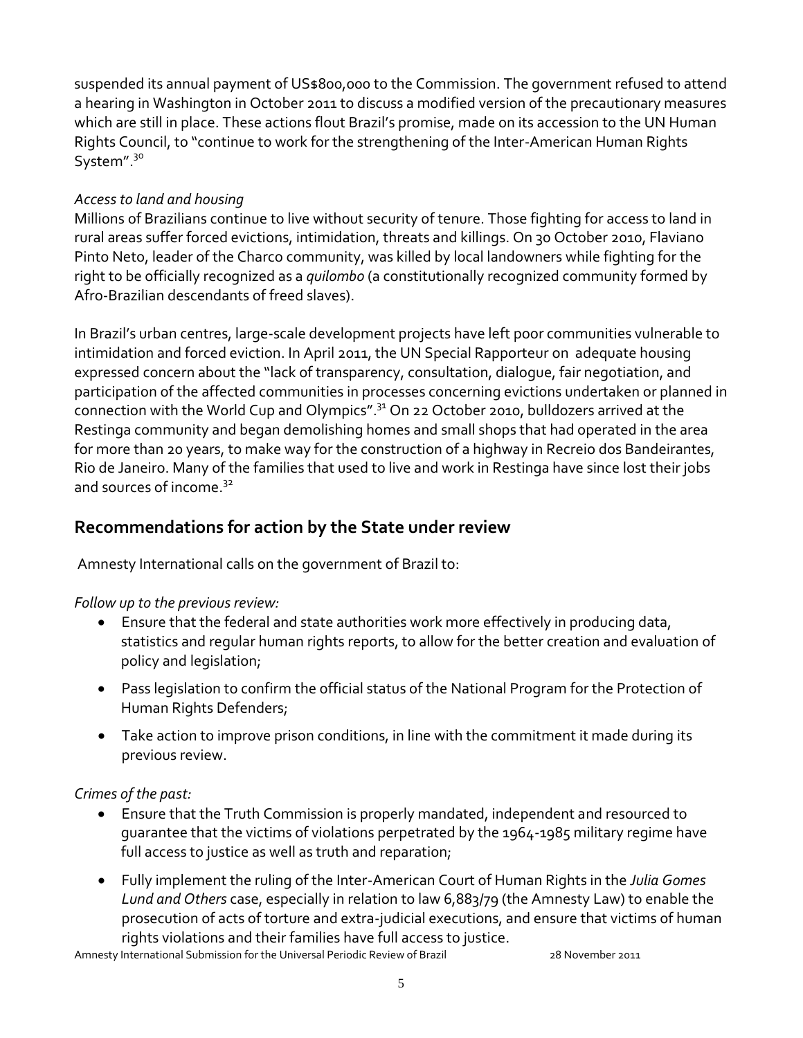suspended its annual payment of US$800,000 to the Commission. The government refused to attend a hearing in Washington in October 2011 to discuss a modified version of the precautionary measures which are still in place. These actions flout Brazil's promise, made on its accession to the UN Human Rights Council, to "continue to work for the strengthening of the Inter-American Human Rights System".[30]

*Access to land and housing*

Millions of Brazilians continue to live without security of tenure. Those fighting for access to land in rural areas suffer forced evictions, intimidation, threats and killings. On 30 October 2010, Flaviano Pinto Neto, leader of the Charco community, was killed by local landowners while fighting for the right to be officially recognized as a *quilombo* (a constitutionally recognized community formed by Afro-Brazilian descendants of freed slaves).

In Brazil's urban centres, large-scale development projects have left poor communities vulnerable to intimidation and forced eviction. In April 2011, the UN Special Rapporteur on adequate housing expressed concern about the "lack of transparency, consultation, dialogue, fair negotiation, and participation of the affected communities in processes concerning evictions undertaken or planned in connection with the World Cup and Olympics".[31] On 22 October 2010, bulldozers arrived at the Restinga community and began demolishing homes and small shops that had operated in the area for more than 20 years, to make way for the construction of a highway in Recreio dos Bandeirantes, Rio de Janeiro. Many of the families that used to live and work in Restinga have since lost their jobs and sources of income.[32]

## Recommendations for action by the State under review

Amnesty International calls on the government of Brazil to:

*Follow up to the previous review:*

- Ensure that the federal and state authorities work more effectively in producing data, statistics and regular human rights reports, to allow for the better creation and evaluation of policy and legislation;
- Pass legislation to confirm the official status of the National Program for the Protection of Human Rights Defenders;
- Take action to improve prison conditions, in line with the commitment it made during its previous review.

*Crimes of the past:*

- Ensure that the Truth Commission is properly mandated, independent and resourced to guarantee that the victims of violations perpetrated by the 1964-1985 military regime have full access to justice as well as truth and reparation;
- Fully implement the ruling of the Inter-American Court of Human Rights in the *Julia Gomes Lund and Others* case, especially in relation to law 6,883/79 (the Amnesty Law) to enable the prosecution of acts of torture and extra-judicial executions, and ensure that victims of human rights violations and their families have full access to justice.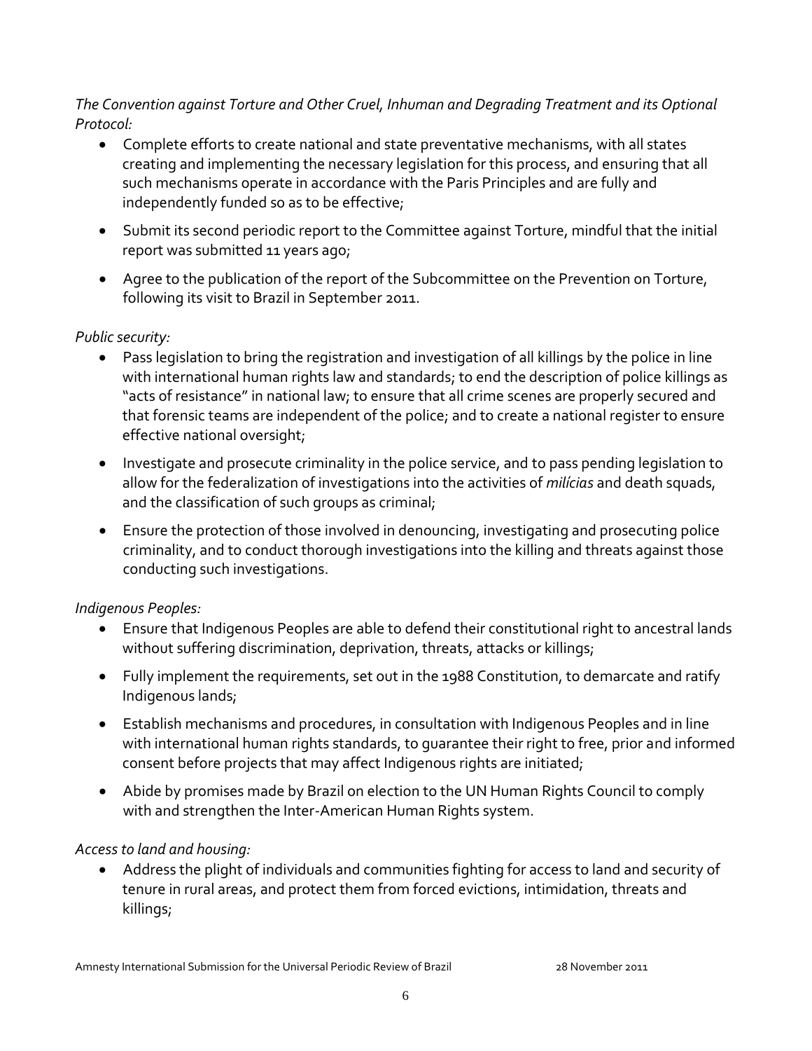*The Convention against Torture and Other Cruel, Inhuman and Degrading Treatment and its Optional Protocol:*

- Complete efforts to create national and state preventative mechanisms, with all states creating and implementing the necessary legislation for this process, and ensuring that all such mechanisms operate in accordance with the Paris Principles and are fully and independently funded so as to be effective;
- Submit its second periodic report to the Committee against Torture, mindful that the initial report was submitted 11 years ago;
- Agree to the publication of the report of the Subcommittee on the Prevention on Torture, following its visit to Brazil in September 2011.

*Public security:*

- Pass legislation to bring the registration and investigation of all killings by the police in line with international human rights law and standards; to end the description of police killings as "acts of resistance" in national law; to ensure that all crime scenes are properly secured and that forensic teams are independent of the police; and to create a national register to ensure effective national oversight;
- Investigate and prosecute criminality in the police service, and to pass pending legislation to allow for the federalization of investigations into the activities of *milícias* and death squads, and the classification of such groups as criminal;
- Ensure the protection of those involved in denouncing, investigating and prosecuting police criminality, and to conduct thorough investigations into the killing and threats against those conducting such investigations.

*Indigenous Peoples:*

- Ensure that Indigenous Peoples are able to defend their constitutional right to ancestral lands without suffering discrimination, deprivation, threats, attacks or killings;
- Fully implement the requirements, set out in the 1988 Constitution, to demarcate and ratify Indigenous lands;
- Establish mechanisms and procedures, in consultation with Indigenous Peoples and in line with international human rights standards, to guarantee their right to free, prior and informed consent before projects that may affect Indigenous rights are initiated;
- Abide by promises made by Brazil on election to the UN Human Rights Council to comply with and strengthen the Inter-American Human Rights system.

*Access to land and housing:*

- Address the plight of individuals and communities fighting for access to land and security of tenure in rural areas, and protect them from forced evictions, intimidation, threats and killings;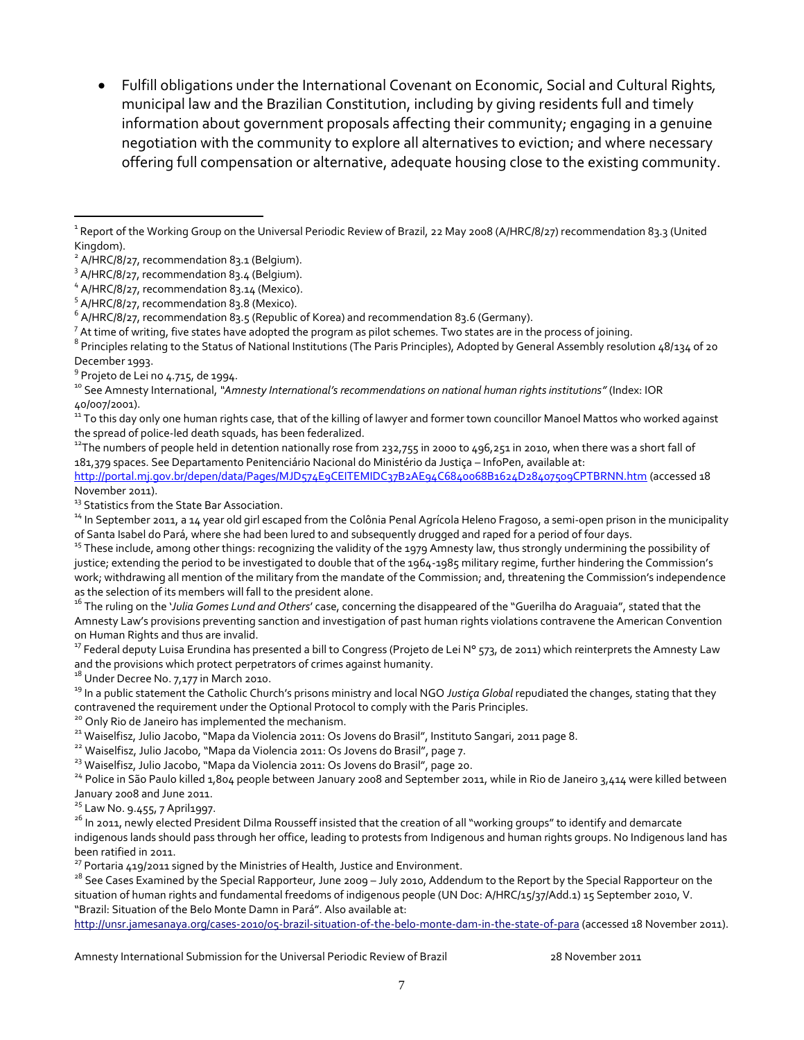- Fulfill obligations under the International Covenant on Economic, Social and Cultural Rights, municipal law and the Brazilian Constitution, including by giving residents full and timely information about government proposals affecting their community; engaging in a genuine negotiation with the community to explore all alternatives to eviction; and where necessary offering full compensation or alternative, adequate housing close to the existing community.

---

[1] Report of the Working Group on the Universal Periodic Review of Brazil, 22 May 2008 (A/HRC/8/27) recommendation 83.3 (United Kingdom).

[2] A/HRC/8/27, recommendation 83.1 (Belgium).

[3] A/HRC/8/27, recommendation 83.4 (Belgium).

[4] A/HRC/8/27, recommendation 83.14 (Mexico).

[5] A/HRC/8/27, recommendation 83.8 (Mexico).

[6] A/HRC/8/27, recommendation 83.5 (Republic of Korea) and recommendation 83.6 (Germany).

[7] At time of writing, five states have adopted the program as pilot schemes. Two states are in the process of joining.

[8] Principles relating to the Status of National Institutions (The Paris Principles), Adopted by General Assembly resolution 48/134 of 20 December 1993.

[9] Projeto de Lei no 4.715, de 1994.

[10] See Amnesty International, *"Amnesty International's recommendations on national human rights institutions"* (Index: IOR 40/007/2001).

[11] To this day only one human rights case, that of the killing of lawyer and former town councillor Manoel Mattos who worked against the spread of police-led death squads, has been federalized.

[12] The numbers of people held in detention nationally rose from 232,755 in 2000 to 496,251 in 2010, when there was a short fall of 181,379 spaces. See Departamento Penitenciário Nacional do Ministério da Justiça – InfoPen, available at: http://portal.mj.gov.br/depen/data/Pages/MJD574E9CEITEMIDC37B2AE94C6840068B1624D28407509CPTBRNN.htm (accessed 18 November 2011).

[13] Statistics from the State Bar Association.

[14] In September 2011, a 14 year old girl escaped from the Colônia Penal Agrícola Heleno Fragoso, a semi-open prison in the municipality of Santa Isabel do Pará, where she had been lured to and subsequently drugged and raped for a period of four days.

[15] These include, among other things: recognizing the validity of the 1979 Amnesty law, thus strongly undermining the possibility of justice; extending the period to be investigated to double that of the 1964-1985 military regime, further hindering the Commission's work; withdrawing all mention of the military from the mandate of the Commission; and, threatening the Commission's independence as the selection of its members will fall to the president alone.

[16] The ruling on the '*Julia Gomes Lund and Others*' case, concerning the disappeared of the "Guerilha do Araguaia", stated that the Amnesty Law's provisions preventing sanction and investigation of past human rights violations contravene the American Convention on Human Rights and thus are invalid.

[17] Federal deputy Luisa Erundina has presented a bill to Congress (Projeto de Lei N° 573, de 2011) which reinterprets the Amnesty Law and the provisions which protect perpetrators of crimes against humanity.

[18] Under Decree No. 7,177 in March 2010.

[19] In a public statement the Catholic Church's prisons ministry and local NGO *Justiça Global* repudiated the changes, stating that they contravened the requirement under the Optional Protocol to comply with the Paris Principles.

[20] Only Rio de Janeiro has implemented the mechanism.

[21] Waiselfisz, Julio Jacobo, "Mapa da Violencia 2011: Os Jovens do Brasil", Instituto Sangari, 2011 page 8.

[22] Waiselfisz, Julio Jacobo, "Mapa da Violencia 2011: Os Jovens do Brasil", page 7.

[23] Waiselfisz, Julio Jacobo, "Mapa da Violencia 2011: Os Jovens do Brasil", page 20.

[24] Police in São Paulo killed 1,804 people between January 2008 and September 2011, while in Rio de Janeiro 3,414 were killed between January 2008 and June 2011.

[25] Law No. 9.455, 7 April1997.

[26] In 2011, newly elected President Dilma Rousseff insisted that the creation of all "working groups" to identify and demarcate indigenous lands should pass through her office, leading to protests from Indigenous and human rights groups. No Indigenous land has been ratified in 2011.

[27] Portaria 419/2011 signed by the Ministries of Health, Justice and Environment.

[28] See Cases Examined by the Special Rapporteur, June 2009 – July 2010, Addendum to the Report by the Special Rapporteur on the situation of human rights and fundamental freedoms of indigenous people (UN Doc: A/HRC/15/37/Add.1) 15 September 2010, V. "Brazil: Situation of the Belo Monte Damn in Pará". Also available at: http://unsr.jamesanaya.org/cases-2010/05-brazil-situation-of-the-belo-monte-dam-in-the-state-of-para (accessed 18 November 2011).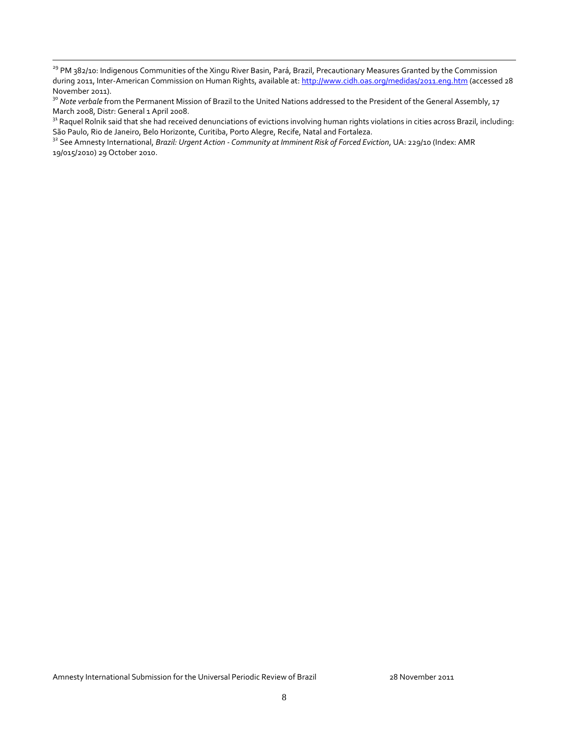[29] PM 382/10: Indigenous Communities of the Xingu River Basin, Pará, Brazil, Precautionary Measures Granted by the Commission during 2011, Inter-American Commission on Human Rights, available at: http://www.cidh.oas.org/medidas/2011.eng.htm (accessed 28 November 2011).

[30] *Note verbale* from the Permanent Mission of Brazil to the United Nations addressed to the President of the General Assembly, 17 March 2008, Distr: General 1 April 2008.

[31] Raquel Rolnik said that she had received denunciations of evictions involving human rights violations in cities across Brazil, including: São Paulo, Rio de Janeiro, Belo Horizonte, Curitiba, Porto Alegre, Recife, Natal and Fortaleza.

[32] See Amnesty International, *Brazil: Urgent Action - Community at Imminent Risk of Forced Eviction*, UA: 229/10 (Index: AMR 19/015/2010) 29 October 2010.